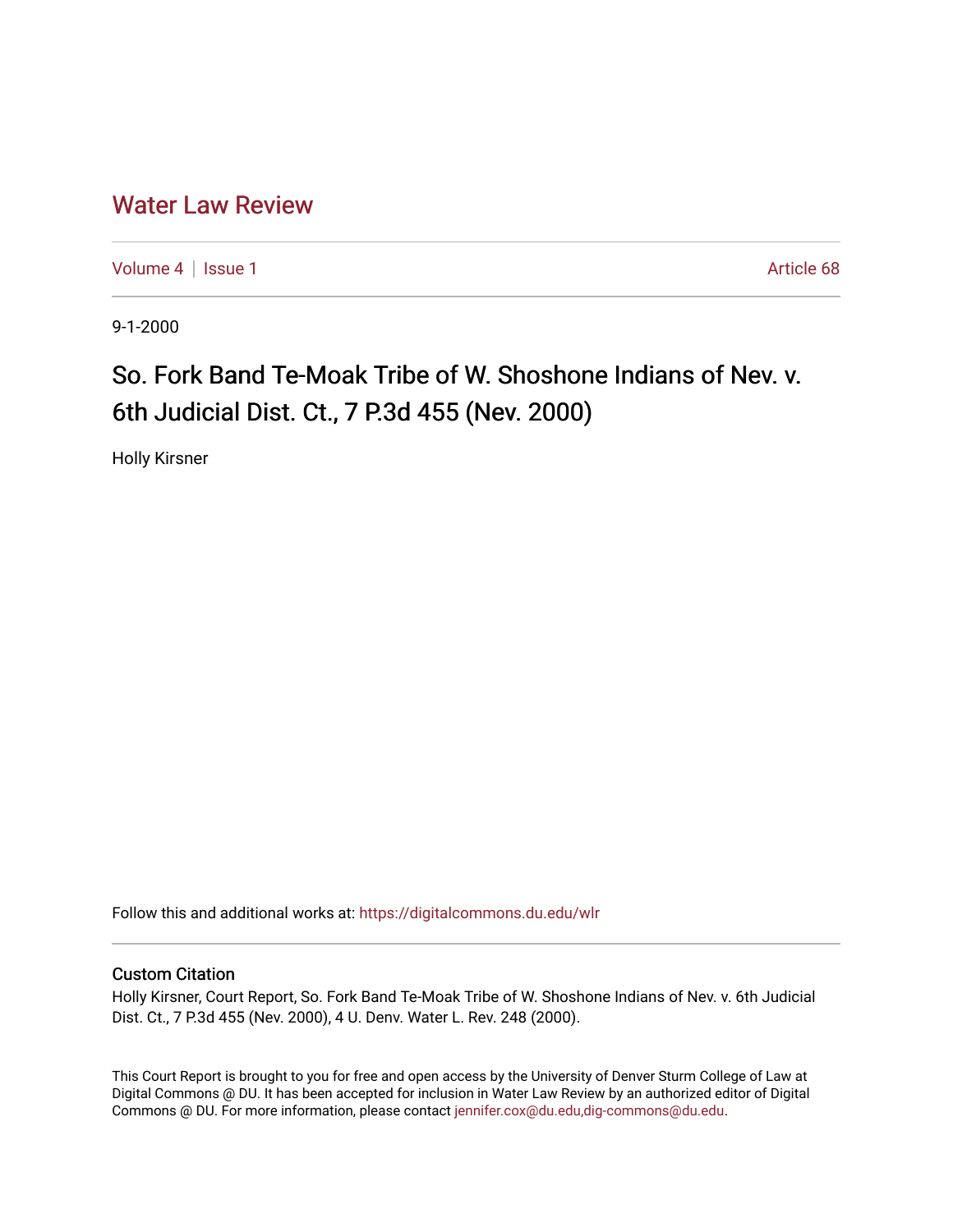# Water Law Review

Volume 4 | Issue 1 Article 68

9-1-2000

## So. Fork Band Te-Moak Tribe of W. Shoshone Indians of Nev. v. 6th Judicial Dist. Ct., 7 P.3d 455 (Nev. 2000)

Holly Kirsner

Follow this and additional works at: https://digitalcommons.du.edu/wlr

### Custom Citation

Holly Kirsner, Court Report, So. Fork Band Te-Moak Tribe of W. Shoshone Indians of Nev. v. 6th Judicial Dist. Ct., 7 P.3d 455 (Nev. 2000), 4 U. Denv. Water L. Rev. 248 (2000).

This Court Report is brought to you for free and open access by the University of Denver Sturm College of Law at Digital Commons @ DU. It has been accepted for inclusion in Water Law Review by an authorized editor of Digital Commons @ DU. For more information, please contact jennifer.cox@du.edu,dig-commons@du.edu.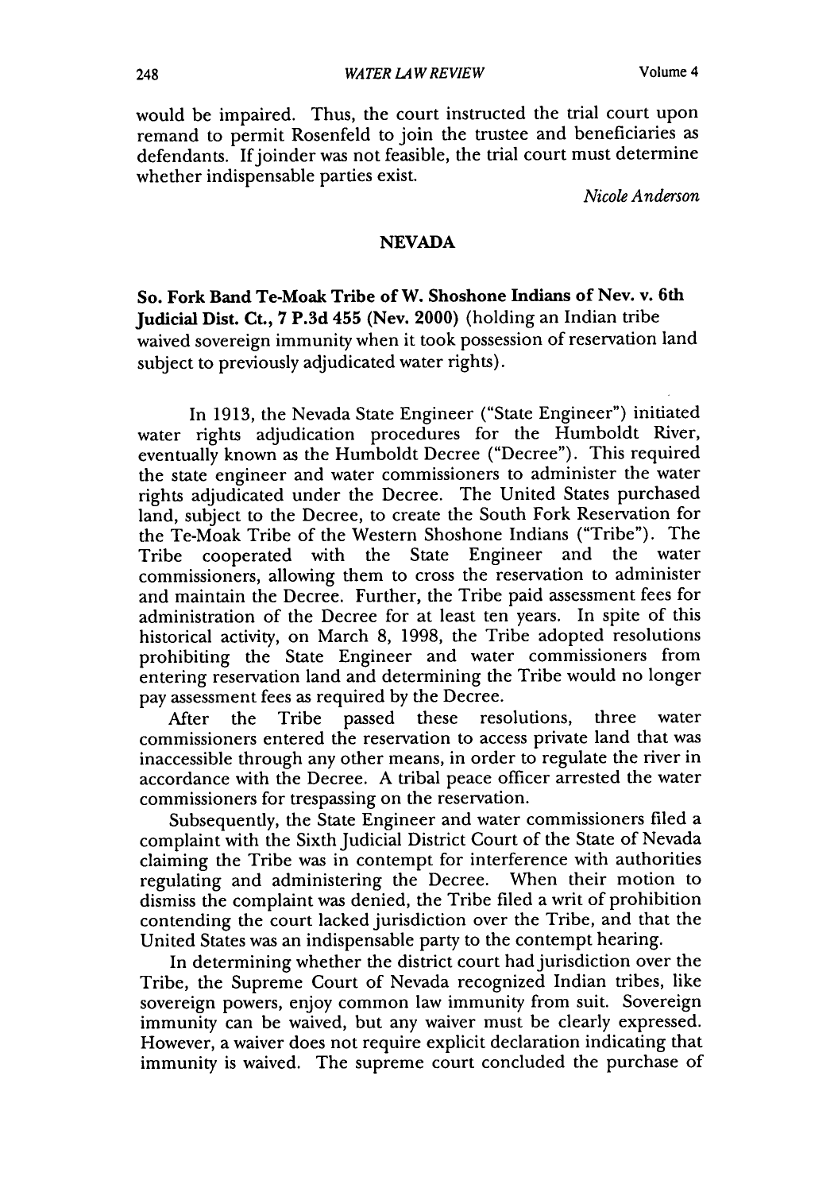would be impaired. Thus, the court instructed the trial court upon remand to permit Rosenfeld to join the trustee and beneficiaries as defendants. If joinder was not feasible, the trial court must determine whether indispensable parties exist.

*Nicole Anderson*

## NEVADA

**So. Fork Band Te-Moak Tribe of W. Shoshone Indians of Nev. v. 6th Judicial Dist. Ct., 7 P.3d 455 (Nev. 2000)** (holding an Indian tribe waived sovereign immunity when it took possession of reservation land subject to previously adjudicated water rights).

In 1913, the Nevada State Engineer ("State Engineer") initiated water rights adjudication procedures for the Humboldt River, eventually known as the Humboldt Decree ("Decree"). This required the state engineer and water commissioners to administer the water rights adjudicated under the Decree. The United States purchased land, subject to the Decree, to create the South Fork Reservation for the Te-Moak Tribe of the Western Shoshone Indians ("Tribe"). The Tribe cooperated with the State Engineer and the water commissioners, allowing them to cross the reservation to administer and maintain the Decree. Further, the Tribe paid assessment fees for administration of the Decree for at least ten years. In spite of this historical activity, on March 8, 1998, the Tribe adopted resolutions prohibiting the State Engineer and water commissioners from entering reservation land and determining the Tribe would no longer pay assessment fees as required by the Decree.

After the Tribe passed these resolutions, three water commissioners entered the reservation to access private land that was inaccessible through any other means, in order to regulate the river in accordance with the Decree. A tribal peace officer arrested the water commissioners for trespassing on the reservation.

Subsequently, the State Engineer and water commissioners filed a complaint with the Sixth Judicial District Court of the State of Nevada claiming the Tribe was in contempt for interference with authorities regulating and administering the Decree. When their motion to dismiss the complaint was denied, the Tribe filed a writ of prohibition contending the court lacked jurisdiction over the Tribe, and that the United States was an indispensable party to the contempt hearing.

In determining whether the district court had jurisdiction over the Tribe, the Supreme Court of Nevada recognized Indian tribes, like sovereign powers, enjoy common law immunity from suit. Sovereign immunity can be waived, but any waiver must be clearly expressed. However, a waiver does not require explicit declaration indicating that immunity is waived. The supreme court concluded the purchase of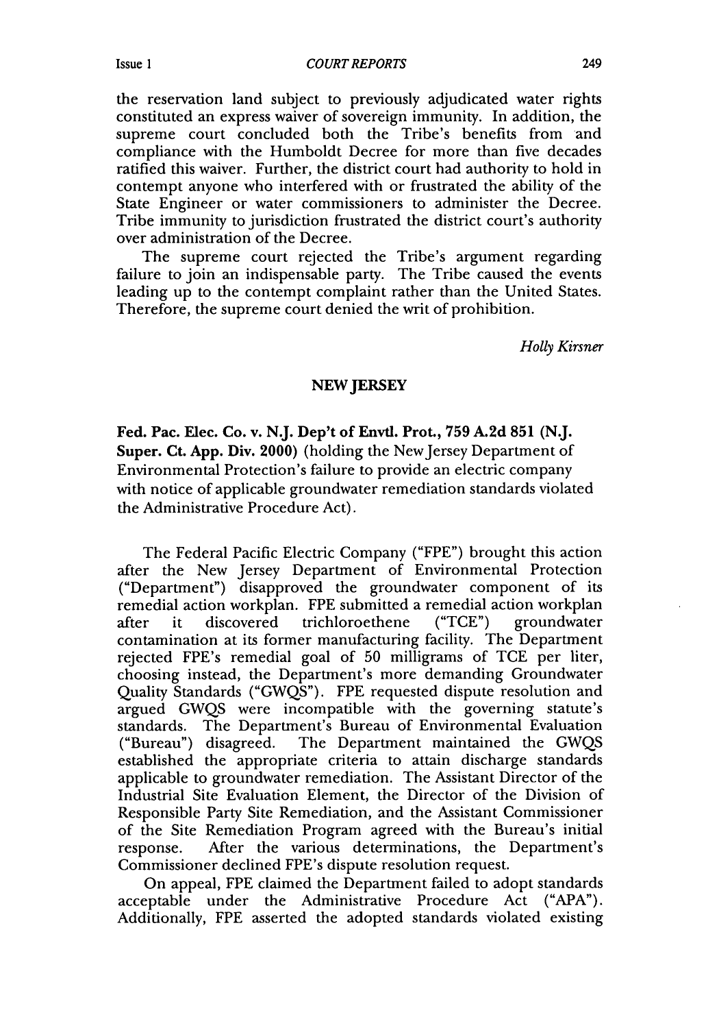the reservation land subject to previously adjudicated water rights constituted an express waiver of sovereign immunity. In addition, the supreme court concluded both the Tribe's benefits from and compliance with the Humboldt Decree for more than five decades ratified this waiver. Further, the district court had authority to hold in contempt anyone who interfered with or frustrated the ability of the State Engineer or water commissioners to administer the Decree. Tribe immunity to jurisdiction frustrated the district court's authority over administration of the Decree.

The supreme court rejected the Tribe's argument regarding failure to join an indispensable party. The Tribe caused the events leading up to the contempt complaint rather than the United States. Therefore, the supreme court denied the writ of prohibition.

*Holly Kirsner*

## NEW JERSEY

**Fed. Pac. Elec. Co. v. N.J. Dep't of Envtl. Prot., 759 A.2d 851 (N.J. Super. Ct. App. Div. 2000)** (holding the New Jersey Department of Environmental Protection's failure to provide an electric company with notice of applicable groundwater remediation standards violated the Administrative Procedure Act).

The Federal Pacific Electric Company ("FPE") brought this action after the New Jersey Department of Environmental Protection ("Department") disapproved the groundwater component of its remedial action workplan. FPE submitted a remedial action workplan after it discovered trichloroethene ("TCE") groundwater contamination at its former manufacturing facility. The Department rejected FPE's remedial goal of 50 milligrams of TCE per liter, choosing instead, the Department's more demanding Groundwater Quality Standards ("GWQS"). FPE requested dispute resolution and argued GWQS were incompatible with the governing statute's standards. The Department's Bureau of Environmental Evaluation ("Bureau") disagreed. The Department maintained the GWQS established the appropriate criteria to attain discharge standards applicable to groundwater remediation. The Assistant Director of the Industrial Site Evaluation Element, the Director of the Division of Responsible Party Site Remediation, and the Assistant Commissioner of the Site Remediation Program agreed with the Bureau's initial response. After the various determinations, the Department's Commissioner declined FPE's dispute resolution request.

On appeal, FPE claimed the Department failed to adopt standards acceptable under the Administrative Procedure Act ("APA"). Additionally, FPE asserted the adopted standards violated existing